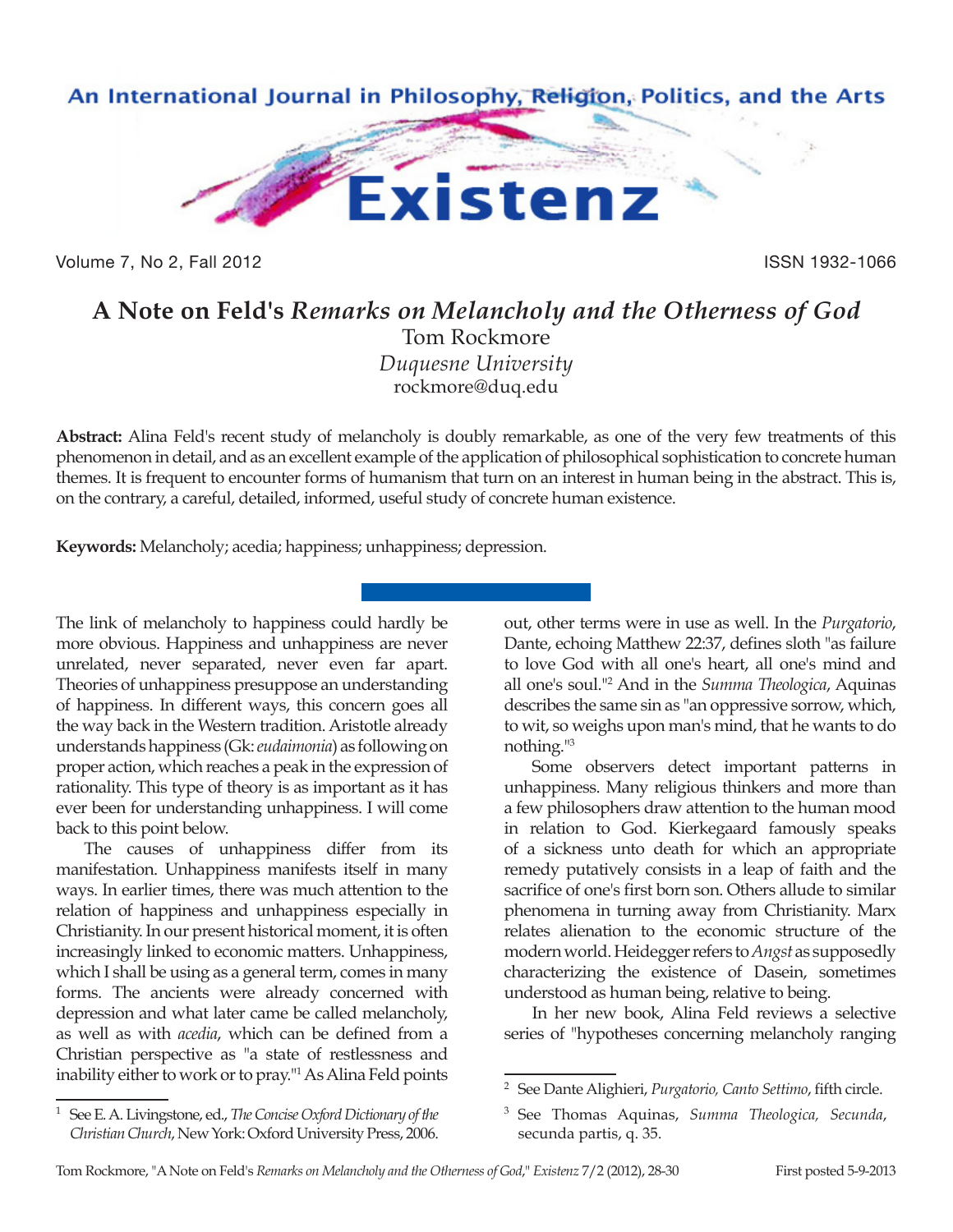# A Note on Feld's *Remarks on Melancholy and the Otherness of God*

Tom Rockmore

*Duquesne University*

rockmore@duq.edu

**Abstract:** Alina Feld's recent study of melancholy is doubly remarkable, as one of the very few treatments of this phenomenon in detail, and as an excellent example of the application of philosophical sophistication to concrete human themes. It is frequent to encounter forms of humanism that turn on an interest in human being in the abstract. This is, on the contrary, a careful, detailed, informed, useful study of concrete human existence.

**Keywords:** Melancholy; acedia; happiness; unhappiness; depression.

The link of melancholy to happiness could hardly be more obvious. Happiness and unhappiness are never unrelated, never separated, never even far apart. Theories of unhappiness presuppose an understanding of happiness. In different ways, this concern goes all the way back in the Western tradition. Aristotle already understands happiness (Gk: *eudaimonia*) as following on proper action, which reaches a peak in the expression of rationality. This type of theory is as important as it has ever been for understanding unhappiness. I will come back to this point below.

The causes of unhappiness differ from its manifestation. Unhappiness manifests itself in many ways. In earlier times, there was much attention to the relation of happiness and unhappiness especially in Christianity. In our present historical moment, it is often increasingly linked to economic matters. Unhappiness, which I shall be using as a general term, comes in many forms. The ancients were already concerned with depression and what later came be called melancholy, as well as with *acedia*, which can be defined from a Christian perspective as "a state of restlessness and inability either to work or to pray."[1] As Alina Feld points out, other terms were in use as well. In the *Purgatorio*, Dante, echoing Matthew 22:37, defines sloth "as failure to love God with all one's heart, all one's mind and all one's soul."[2] And in the *Summa Theologica*, Aquinas describes the same sin as "an oppressive sorrow, which, to wit, so weighs upon man's mind, that he wants to do nothing."[3]

Some observers detect important patterns in unhappiness. Many religious thinkers and more than a few philosophers draw attention to the human mood in relation to God. Kierkegaard famously speaks of a sickness unto death for which an appropriate remedy putatively consists in a leap of faith and the sacrifice of one's first born son. Others allude to similar phenomena in turning away from Christianity. Marx relates alienation to the economic structure of the modern world. Heidegger refers to *Angst* as supposedly characterizing the existence of Dasein, sometimes understood as human being, relative to being.

In her new book, Alina Feld reviews a selective series of "hypotheses concerning melancholy ranging

---

[1] See E. A. Livingstone, ed., *The Concise Oxford Dictionary of the Christian Church*, New York: Oxford University Press, 2006.

[2] See Dante Alighieri, *Purgatorio, Canto Settimo*, fifth circle.

[3] See Thomas Aquinas, *Summa Theologica, Secunda*, secunda partis, q. 35.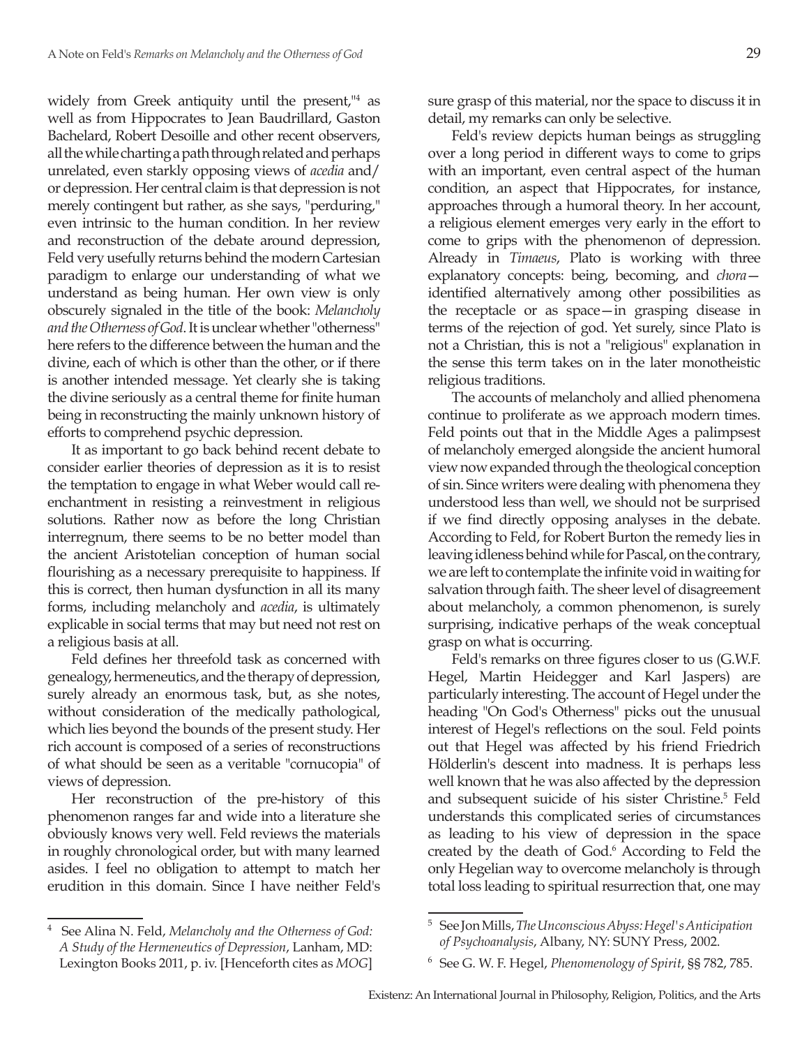widely from Greek antiquity until the present,"[4] as well as from Hippocrates to Jean Baudrillard, Gaston Bachelard, Robert Desoille and other recent observers, all the while charting a path through related and perhaps unrelated, even starkly opposing views of *acedia* and/or depression. Her central claim is that depression is not merely contingent but rather, as she says, "perduring," even intrinsic to the human condition. In her review and reconstruction of the debate around depression, Feld very usefully returns behind the modern Cartesian paradigm to enlarge our understanding of what we understand as being human. Her own view is only obscurely signaled in the title of the book: *Melancholy and the Otherness of God*. It is unclear whether "otherness" here refers to the difference between the human and the divine, each of which is other than the other, or if there is another intended message. Yet clearly she is taking the divine seriously as a central theme for finite human being in reconstructing the mainly unknown history of efforts to comprehend psychic depression.

It as important to go back behind recent debate to consider earlier theories of depression as it is to resist the temptation to engage in what Weber would call re-enchantment in resisting a reinvestment in religious solutions. Rather now as before the long Christian interregnum, there seems to be no better model than the ancient Aristotelian conception of human social flourishing as a necessary prerequisite to happiness. If this is correct, then human dysfunction in all its many forms, including melancholy and *acedia*, is ultimately explicable in social terms that may but need not rest on a religious basis at all.

Feld defines her threefold task as concerned with genealogy, hermeneutics, and the therapy of depression, surely already an enormous task, but, as she notes, without consideration of the medically pathological, which lies beyond the bounds of the present study. Her rich account is composed of a series of reconstructions of what should be seen as a veritable "cornucopia" of views of depression.

Her reconstruction of the pre-history of this phenomenon ranges far and wide into a literature she obviously knows very well. Feld reviews the materials in roughly chronological order, but with many learned asides. I feel no obligation to attempt to match her erudition in this domain. Since I have neither Feld's sure grasp of this material, nor the space to discuss it in detail, my remarks can only be selective.

Feld's review depicts human beings as struggling over a long period in different ways to come to grips with an important, even central aspect of the human condition, an aspect that Hippocrates, for instance, approaches through a humoral theory. In her account, a religious element emerges very early in the effort to come to grips with the phenomenon of depression. Already in *Timaeus*, Plato is working with three explanatory concepts: being, becoming, and *chora*—identified alternatively among other possibilities as the receptacle or as space—in grasping disease in terms of the rejection of god. Yet surely, since Plato is not a Christian, this is not a "religious" explanation in the sense this term takes on in the later monotheistic religious traditions.

The accounts of melancholy and allied phenomena continue to proliferate as we approach modern times. Feld points out that in the Middle Ages a palimpsest of melancholy emerged alongside the ancient humoral view now expanded through the theological conception of sin. Since writers were dealing with phenomena they understood less than well, we should not be surprised if we find directly opposing analyses in the debate. According to Feld, for Robert Burton the remedy lies in leaving idleness behind while for Pascal, on the contrary, we are left to contemplate the infinite void in waiting for salvation through faith. The sheer level of disagreement about melancholy, a common phenomenon, is surely surprising, indicative perhaps of the weak conceptual grasp on what is occurring.

Feld's remarks on three figures closer to us (G.W.F. Hegel, Martin Heidegger and Karl Jaspers) are particularly interesting. The account of Hegel under the heading "On God's Otherness" picks out the unusual interest of Hegel's reflections on the soul. Feld points out that Hegel was affected by his friend Friedrich Hölderlin's descent into madness. It is perhaps less well known that he was also affected by the depression and subsequent suicide of his sister Christine.[5] Feld understands this complicated series of circumstances as leading to his view of depression in the space created by the death of God.[6] According to Feld the only Hegelian way to overcome melancholy is through total loss leading to spiritual resurrection that, one may

---

[4] See Alina N. Feld, *Melancholy and the Otherness of God: A Study of the Hermeneutics of Depression*, Lanham, MD: Lexington Books 2011, p. iv. [Henceforth cites as *MOG*]

[5] See Jon Mills, *The Unconscious Abyss: Hegel's Anticipation of Psychoanalysis*, Albany, NY: SUNY Press, 2002.

[6] See G. W. F. Hegel, *Phenomenology of Spirit*, §§ 782, 785.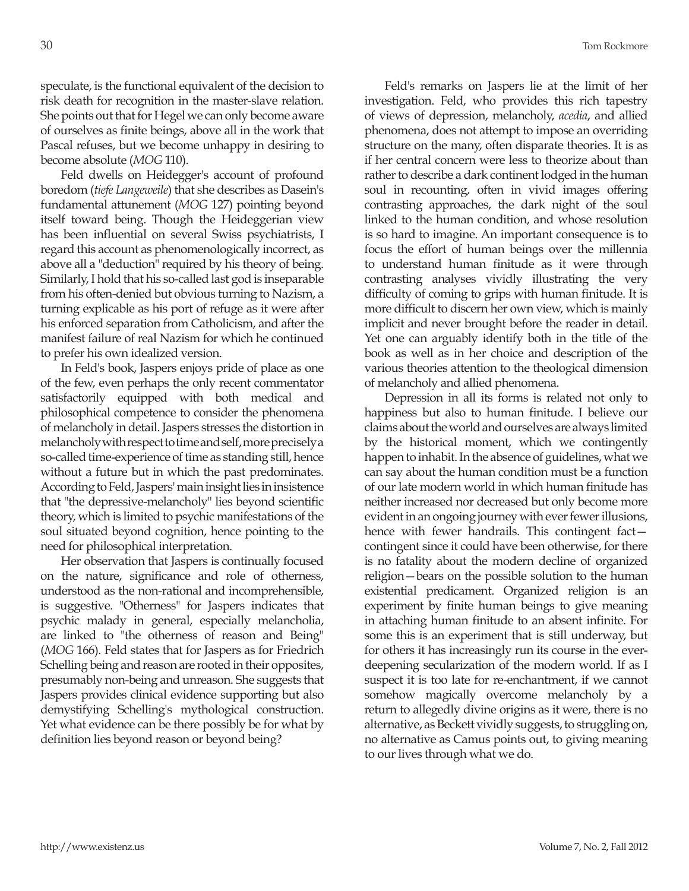speculate, is the functional equivalent of the decision to risk death for recognition in the master-slave relation. She points out that for Hegel we can only become aware of ourselves as finite beings, above all in the work that Pascal refuses, but we become unhappy in desiring to become absolute (*MOG* 110).

Feld dwells on Heidegger's account of profound boredom (*tiefe Langeweile*) that she describes as Dasein's fundamental attunement (*MOG* 127) pointing beyond itself toward being. Though the Heideggerian view has been influential on several Swiss psychiatrists, I regard this account as phenomenologically incorrect, as above all a "deduction" required by his theory of being. Similarly, I hold that his so-called last god is inseparable from his often-denied but obvious turning to Nazism, a turning explicable as his port of refuge as it were after his enforced separation from Catholicism, and after the manifest failure of real Nazism for which he continued to prefer his own idealized version.

In Feld's book, Jaspers enjoys pride of place as one of the few, even perhaps the only recent commentator satisfactorily equipped with both medical and philosophical competence to consider the phenomena of melancholy in detail. Jaspers stresses the distortion in melancholy with respect to time and self, more precisely a so-called time-experience of time as standing still, hence without a future but in which the past predominates. According to Feld, Jaspers' main insight lies in insistence that "the depressive-melancholy" lies beyond scientific theory, which is limited to psychic manifestations of the soul situated beyond cognition, hence pointing to the need for philosophical interpretation.

Her observation that Jaspers is continually focused on the nature, significance and role of otherness, understood as the non-rational and incomprehensible, is suggestive. "Otherness" for Jaspers indicates that psychic malady in general, especially melancholia, are linked to "the otherness of reason and Being" (*MOG* 166). Feld states that for Jaspers as for Friedrich Schelling being and reason are rooted in their opposites, presumably non-being and unreason. She suggests that Jaspers provides clinical evidence supporting but also demystifying Schelling's mythological construction. Yet what evidence can be there possibly be for what by definition lies beyond reason or beyond being?

Feld's remarks on Jaspers lie at the limit of her investigation. Feld, who provides this rich tapestry of views of depression, melancholy, *acedia*, and allied phenomena, does not attempt to impose an overriding structure on the many, often disparate theories. It is as if her central concern were less to theorize about than rather to describe a dark continent lodged in the human soul in recounting, often in vivid images offering contrasting approaches, the dark night of the soul linked to the human condition, and whose resolution is so hard to imagine. An important consequence is to focus the effort of human beings over the millennia to understand human finitude as it were through contrasting analyses vividly illustrating the very difficulty of coming to grips with human finitude. It is more difficult to discern her own view, which is mainly implicit and never brought before the reader in detail. Yet one can arguably identify both in the title of the book as well as in her choice and description of the various theories attention to the theological dimension of melancholy and allied phenomena.

Depression in all its forms is related not only to happiness but also to human finitude. I believe our claims about the world and ourselves are always limited by the historical moment, which we contingently happen to inhabit. In the absence of guidelines, what we can say about the human condition must be a function of our late modern world in which human finitude has neither increased nor decreased but only become more evident in an ongoing journey with ever fewer illusions, hence with fewer handrails. This contingent fact—contingent since it could have been otherwise, for there is no fatality about the modern decline of organized religion—bears on the possible solution to the human existential predicament. Organized religion is an experiment by finite human beings to give meaning in attaching human finitude to an absent infinite. For some this is an experiment that is still underway, but for others it has increasingly run its course in the ever-deepening secularization of the modern world. If as I suspect it is too late for re-enchantment, if we cannot somehow magically overcome melancholy by a return to allegedly divine origins as it were, there is no alternative, as Beckett vividly suggests, to struggling on, no alternative as Camus points out, to giving meaning to our lives through what we do.